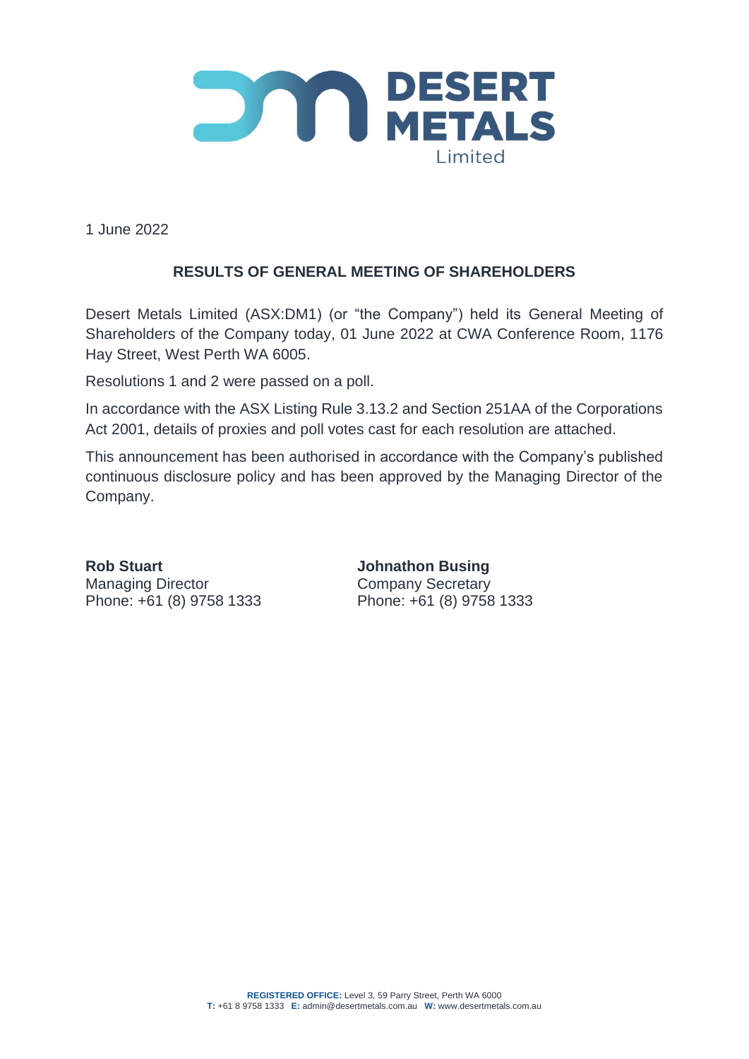DESERT METALS Limited

1 June 2022

## RESULTS OF GENERAL MEETING OF SHAREHOLDERS

Desert Metals Limited (ASX:DM1) (or "the Company") held its General Meeting of Shareholders of the Company today, 01 June 2022 at CWA Conference Room, 1176 Hay Street, West Perth WA 6005.

Resolutions 1 and 2 were passed on a poll.

In accordance with the ASX Listing Rule 3.13.2 and Section 251AA of the Corporations Act 2001, details of proxies and poll votes cast for each resolution are attached.

This announcement has been authorised in accordance with the Company's published continuous disclosure policy and has been approved by the Managing Director of the Company.

**Rob Stuart**
Managing Director
Phone: +61 (8) 9758 1333

**Johnathon Busing**
Company Secretary
Phone: +61 (8) 9758 1333

**REGISTERED OFFICE:** Level 3, 59 Parry Street, Perth WA 6000
**T:** +61 8 9758 1333 **E:** admin@desertmetals.com.au **W:** www.desertmetals.com.au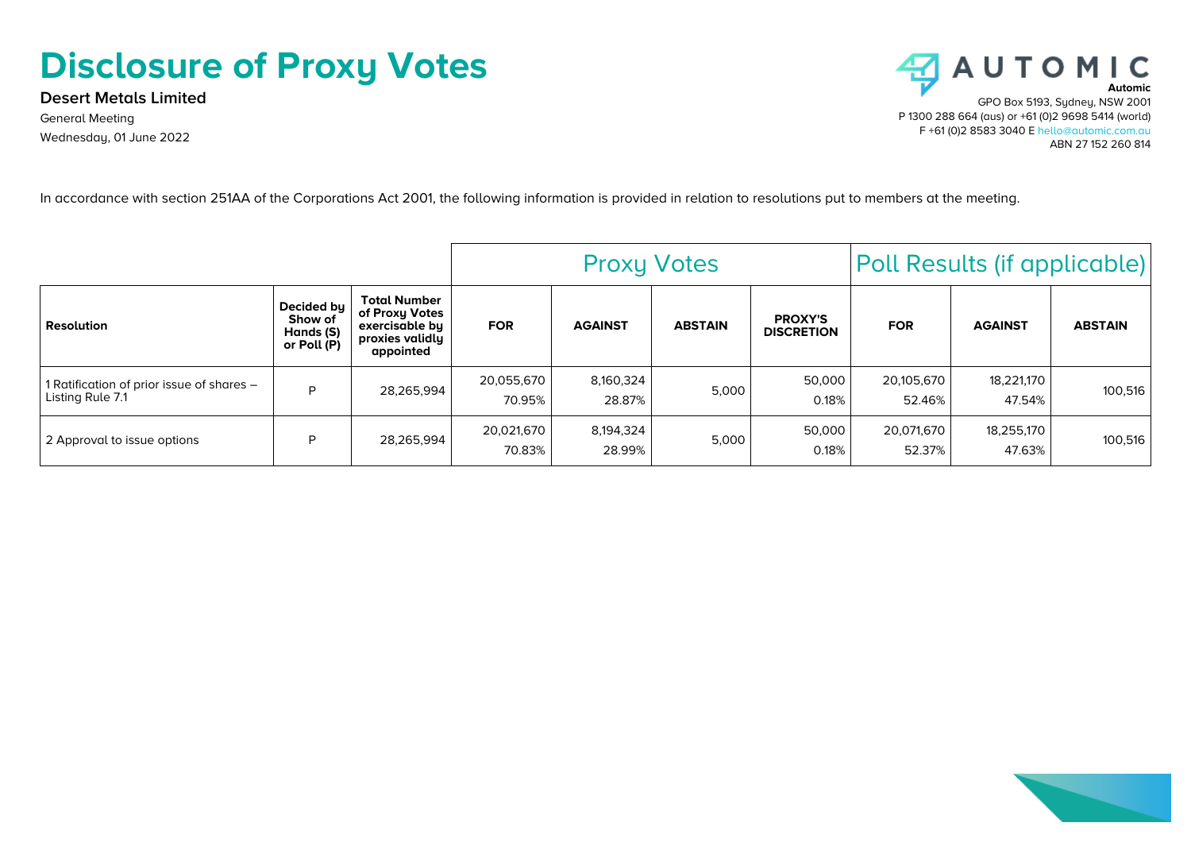# Disclosure of Proxy Votes

**Desert Metals Limited**

General Meeting

Wednesday, 01 June 2022

**Automic**
GPO Box 5193, Sydney, NSW 2001
P 1300 288 664 (aus) or +61 (0)2 9698 5414 (world)
F +61 (0)2 8583 3040 E hello@automic.com.au
ABN 27 152 260 814

In accordance with section 251AA of the Corporations Act 2001, the following information is provided in relation to resolutions put to members at the meeting.

| | | | Proxy Votes | | | | Poll Results (if applicable) | | |
|---|---|---|---|---|---|---|---|---|---|
| **Resolution** | **Decided by Show of Hands (S) or Poll (P)** | **Total Number of Proxy Votes exercisable by proxies validly appointed** | **FOR** | **AGAINST** | **ABSTAIN** | **PROXY'S DISCRETION** | **FOR** | **AGAINST** | **ABSTAIN** |
| 1 Ratification of prior issue of shares – Listing Rule 7.1 | P | 28,265,994 | 20,055,670 70.95% | 8,160,324 28.87% | 5,000 | 50,000 0.18% | 20,105,670 52.46% | 18,221,170 47.54% | 100,516 |
| 2 Approval to issue options | P | 28,265,994 | 20,021,670 70.83% | 8,194,324 28.99% | 5,000 | 50,000 0.18% | 20,071,670 52.37% | 18,255,170 47.63% | 100,516 |